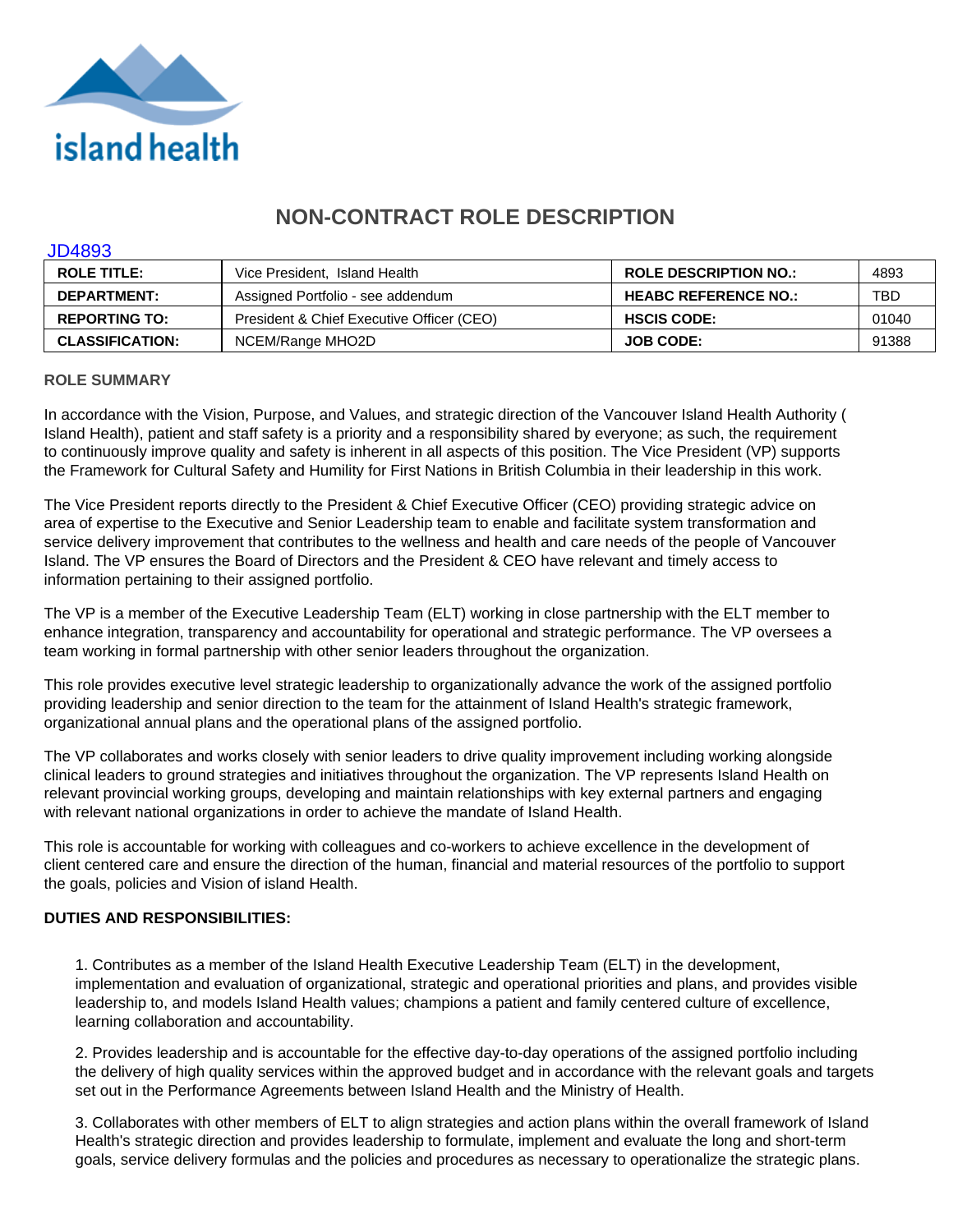# NON-CONTRACT ROLE DESCRIPTION

JD4893

| ROLE TITLE: | Vice President, Island Health | ROLE DESCRIPTION NO.: | 4893 |
|---|---|---|---|
| DEPARTMENT: | Assigned Portfolio - see addendum | HEABC REFERENCE NO.: | TBD |
| REPORTING TO: | President & Chief Executive Officer (CEO) | HSCIS CODE: | 01040 |
| CLASSIFICATION: | NCEM/Range MHO2D | JOB CODE: | 91388 |

## ROLE SUMMARY

In accordance with the Vision, Purpose, and Values, and strategic direction of the Vancouver Island Health Authority ( Island Health), patient and staff safety is a priority and a responsibility shared by everyone; as such, the requirement to continuously improve quality and safety is inherent in all aspects of this position. The Vice President (VP) supports the Framework for Cultural Safety and Humility for First Nations in British Columbia in their leadership in this work.

The Vice President reports directly to the President & Chief Executive Officer (CEO) providing strategic advice on area of expertise to the Executive and Senior Leadership team to enable and facilitate system transformation and service delivery improvement that contributes to the wellness and health and care needs of the people of Vancouver Island. The VP ensures the Board of Directors and the President & CEO have relevant and timely access to information pertaining to their assigned portfolio.

The VP is a member of the Executive Leadership Team (ELT) working in close partnership with the ELT member to enhance integration, transparency and accountability for operational and strategic performance. The VP oversees a team working in formal partnership with other senior leaders throughout the organization.

This role provides executive level strategic leadership to organizationally advance the work of the assigned portfolio providing leadership and senior direction to the team for the attainment of Island Health's strategic framework, organizational annual plans and the operational plans of the assigned portfolio.

The VP collaborates and works closely with senior leaders to drive quality improvement including working alongside clinical leaders to ground strategies and initiatives throughout the organization. The VP represents Island Health on relevant provincial working groups, developing and maintain relationships with key external partners and engaging with relevant national organizations in order to achieve the mandate of Island Health.

This role is accountable for working with colleagues and co-workers to achieve excellence in the development of client centered care and ensure the direction of the human, financial and material resources of the portfolio to support the goals, policies and Vision of island Health.

**DUTIES AND RESPONSIBILITIES:**

1. Contributes as a member of the Island Health Executive Leadership Team (ELT) in the development, implementation and evaluation of organizational, strategic and operational priorities and plans, and provides visible leadership to, and models Island Health values; champions a patient and family centered culture of excellence, learning collaboration and accountability.

2. Provides leadership and is accountable for the effective day-to-day operations of the assigned portfolio including the delivery of high quality services within the approved budget and in accordance with the relevant goals and targets set out in the Performance Agreements between Island Health and the Ministry of Health.

3. Collaborates with other members of ELT to align strategies and action plans within the overall framework of Island Health's strategic direction and provides leadership to formulate, implement and evaluate the long and short-term goals, service delivery formulas and the policies and procedures as necessary to operationalize the strategic plans.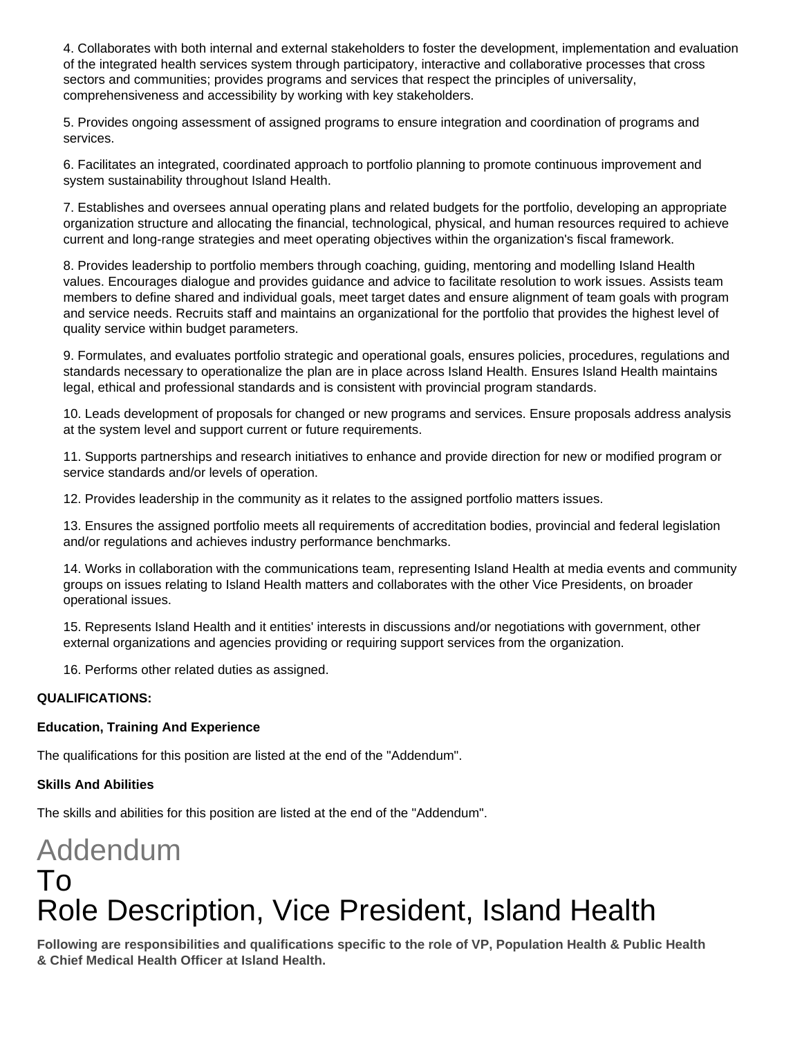4. Collaborates with both internal and external stakeholders to foster the development, implementation and evaluation of the integrated health services system through participatory, interactive and collaborative processes that cross sectors and communities; provides programs and services that respect the principles of universality, comprehensiveness and accessibility by working with key stakeholders.

5. Provides ongoing assessment of assigned programs to ensure integration and coordination of programs and services.

6. Facilitates an integrated, coordinated approach to portfolio planning to promote continuous improvement and system sustainability throughout Island Health.

7. Establishes and oversees annual operating plans and related budgets for the portfolio, developing an appropriate organization structure and allocating the financial, technological, physical, and human resources required to achieve current and long-range strategies and meet operating objectives within the organization's fiscal framework.

8. Provides leadership to portfolio members through coaching, guiding, mentoring and modelling Island Health values. Encourages dialogue and provides guidance and advice to facilitate resolution to work issues. Assists team members to define shared and individual goals, meet target dates and ensure alignment of team goals with program and service needs. Recruits staff and maintains an organizational for the portfolio that provides the highest level of quality service within budget parameters.

9. Formulates, and evaluates portfolio strategic and operational goals, ensures policies, procedures, regulations and standards necessary to operationalize the plan are in place across Island Health. Ensures Island Health maintains legal, ethical and professional standards and is consistent with provincial program standards.

10. Leads development of proposals for changed or new programs and services. Ensure proposals address analysis at the system level and support current or future requirements.

11. Supports partnerships and research initiatives to enhance and provide direction for new or modified program or service standards and/or levels of operation.

12. Provides leadership in the community as it relates to the assigned portfolio matters issues.

13. Ensures the assigned portfolio meets all requirements of accreditation bodies, provincial and federal legislation and/or regulations and achieves industry performance benchmarks.

14. Works in collaboration with the communications team, representing Island Health at media events and community groups on issues relating to Island Health matters and collaborates with the other Vice Presidents, on broader operational issues.

15. Represents Island Health and it entities' interests in discussions and/or negotiations with government, other external organizations and agencies providing or requiring support services from the organization.

16. Performs other related duties as assigned.

**QUALIFICATIONS:**

**Education, Training And Experience**

The qualifications for this position are listed at the end of the "Addendum".

**Skills And Abilities**

The skills and abilities for this position are listed at the end of the "Addendum".

# Addendum
# To
# Role Description, Vice President, Island Health

**Following are responsibilities and qualifications specific to the role of VP, Population Health & Public Health & Chief Medical Health Officer at Island Health.**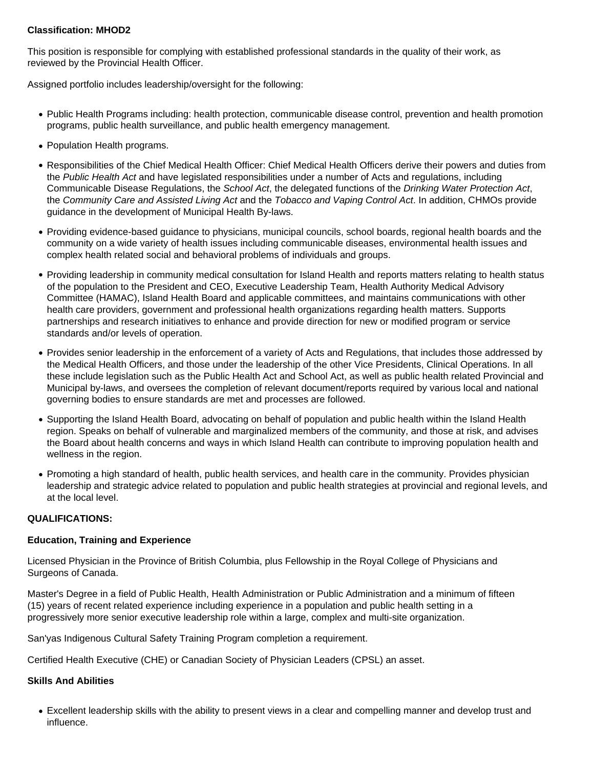**Classification: MHOD2**

This position is responsible for complying with established professional standards in the quality of their work, as reviewed by the Provincial Health Officer.

Assigned portfolio includes leadership/oversight for the following:

- Public Health Programs including: health protection, communicable disease control, prevention and health promotion programs, public health surveillance, and public health emergency management.
- Population Health programs.
- Responsibilities of the Chief Medical Health Officer: Chief Medical Health Officers derive their powers and duties from the *Public Health Act* and have legislated responsibilities under a number of Acts and regulations, including Communicable Disease Regulations, the *School Act*, the delegated functions of the *Drinking Water Protection Act*, the *Community Care and Assisted Living Act* and the *Tobacco and Vaping Control Act*. In addition, CHMOs provide guidance in the development of Municipal Health By-laws.
- Providing evidence-based guidance to physicians, municipal councils, school boards, regional health boards and the community on a wide variety of health issues including communicable diseases, environmental health issues and complex health related social and behavioral problems of individuals and groups.
- Providing leadership in community medical consultation for Island Health and reports matters relating to health status of the population to the President and CEO, Executive Leadership Team, Health Authority Medical Advisory Committee (HAMAC), Island Health Board and applicable committees, and maintains communications with other health care providers, government and professional health organizations regarding health matters. Supports partnerships and research initiatives to enhance and provide direction for new or modified program or service standards and/or levels of operation.
- Provides senior leadership in the enforcement of a variety of Acts and Regulations, that includes those addressed by the Medical Health Officers, and those under the leadership of the other Vice Presidents, Clinical Operations. In all these include legislation such as the Public Health Act and School Act, as well as public health related Provincial and Municipal by-laws, and oversees the completion of relevant document/reports required by various local and national governing bodies to ensure standards are met and processes are followed.
- Supporting the Island Health Board, advocating on behalf of population and public health within the Island Health region. Speaks on behalf of vulnerable and marginalized members of the community, and those at risk, and advises the Board about health concerns and ways in which Island Health can contribute to improving population health and wellness in the region.
- Promoting a high standard of health, public health services, and health care in the community. Provides physician leadership and strategic advice related to population and public health strategies at provincial and regional levels, and at the local level.

**QUALIFICATIONS:**

**Education, Training and Experience**

Licensed Physician in the Province of British Columbia, plus Fellowship in the Royal College of Physicians and Surgeons of Canada.

Master's Degree in a field of Public Health, Health Administration or Public Administration and a minimum of fifteen (15) years of recent related experience including experience in a population and public health setting in a progressively more senior executive leadership role within a large, complex and multi-site organization.

San'yas Indigenous Cultural Safety Training Program completion a requirement.

Certified Health Executive (CHE) or Canadian Society of Physician Leaders (CPSL) an asset.

**Skills And Abilities**

- Excellent leadership skills with the ability to present views in a clear and compelling manner and develop trust and influence.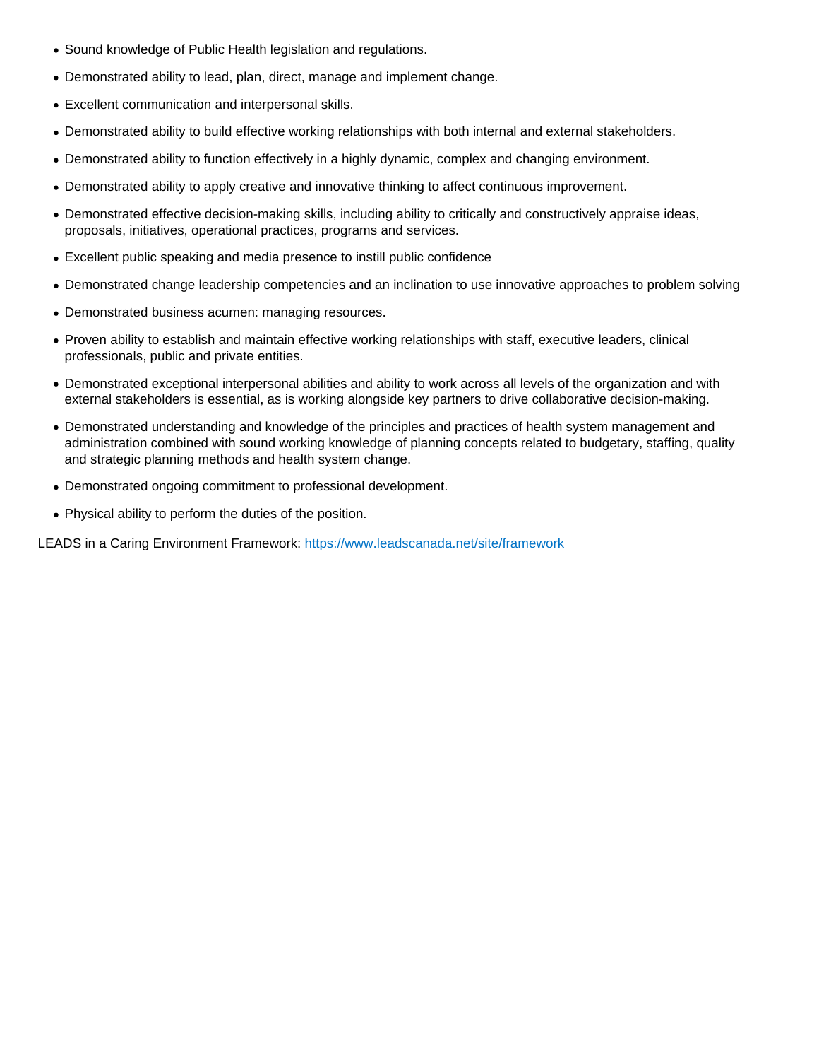- Sound knowledge of Public Health legislation and regulations.
- Demonstrated ability to lead, plan, direct, manage and implement change.
- Excellent communication and interpersonal skills.
- Demonstrated ability to build effective working relationships with both internal and external stakeholders.
- Demonstrated ability to function effectively in a highly dynamic, complex and changing environment.
- Demonstrated ability to apply creative and innovative thinking to affect continuous improvement.
- Demonstrated effective decision-making skills, including ability to critically and constructively appraise ideas, proposals, initiatives, operational practices, programs and services.
- Excellent public speaking and media presence to instill public confidence
- Demonstrated change leadership competencies and an inclination to use innovative approaches to problem solving
- Demonstrated business acumen: managing resources.
- Proven ability to establish and maintain effective working relationships with staff, executive leaders, clinical professionals, public and private entities.
- Demonstrated exceptional interpersonal abilities and ability to work across all levels of the organization and with external stakeholders is essential, as is working alongside key partners to drive collaborative decision-making.
- Demonstrated understanding and knowledge of the principles and practices of health system management and administration combined with sound working knowledge of planning concepts related to budgetary, staffing, quality and strategic planning methods and health system change.
- Demonstrated ongoing commitment to professional development.
- Physical ability to perform the duties of the position.

LEADS in a Caring Environment Framework: https://www.leadscanada.net/site/framework